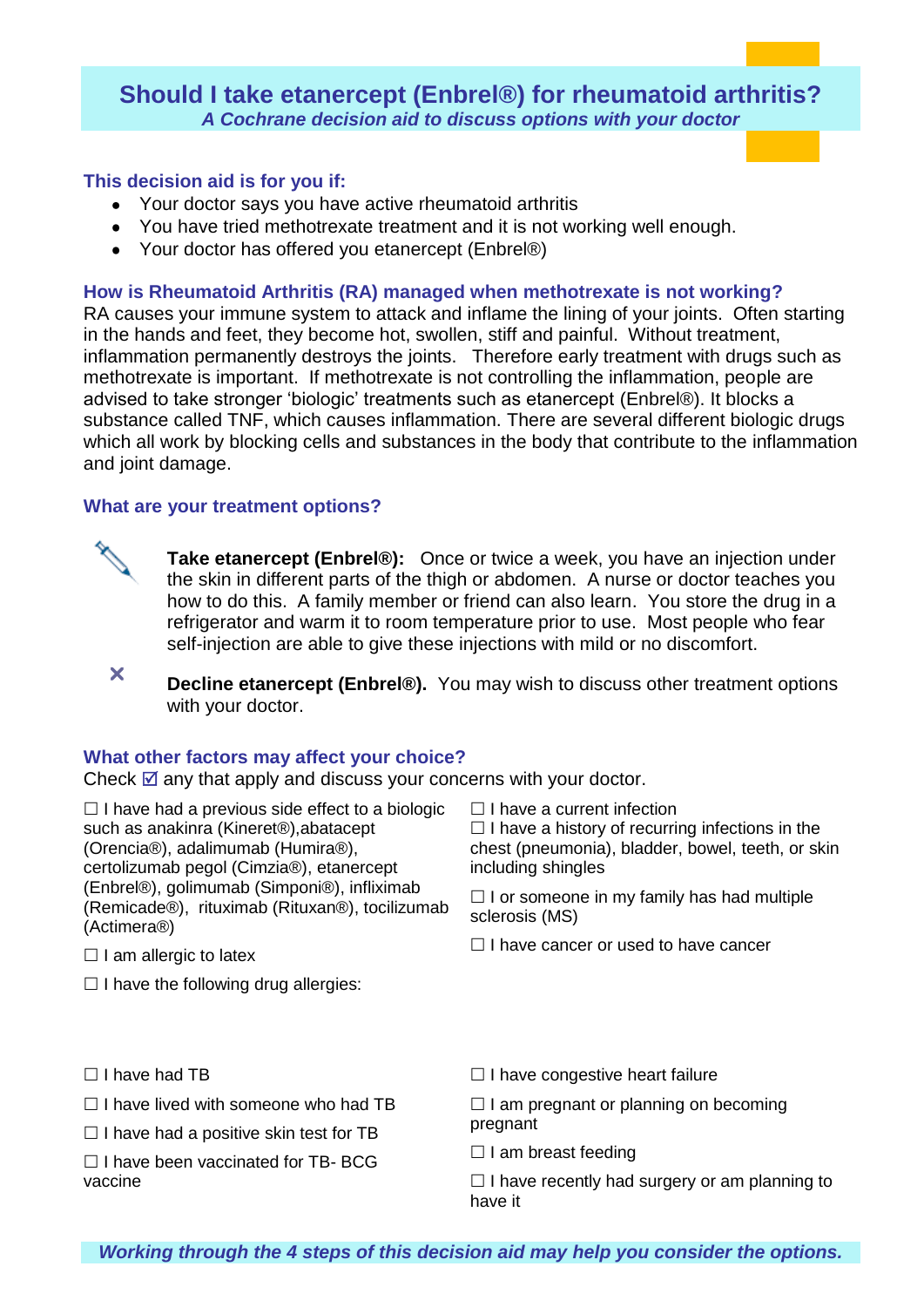# Should I take etanercept (Enbrel®) for rheumatoid arthritis?

*A Cochrane decision aid to discuss options with your doctor*

### This decision aid is for you if:

- Your doctor says you have active rheumatoid arthritis
- You have tried methotrexate treatment and it is not working well enough.
- Your doctor has offered you etanercept (Enbrel®)

### How is Rheumatoid Arthritis (RA) managed when methotrexate is not working?

RA causes your immune system to attack and inflame the lining of your joints. Often starting in the hands and feet, they become hot, swollen, stiff and painful. Without treatment, inflammation permanently destroys the joints. Therefore early treatment with drugs such as methotrexate is important. If methotrexate is not controlling the inflammation, people are advised to take stronger 'biologic' treatments such as etanercept (Enbrel®). It blocks a substance called TNF, which causes inflammation. There are several different biologic drugs which all work by blocking cells and substances in the body that contribute to the inflammation and joint damage.

### What are your treatment options?

**Take etanercept (Enbrel®):** Once or twice a week, you have an injection under the skin in different parts of the thigh or abdomen. A nurse or doctor teaches you how to do this. A family member or friend can also learn. You store the drug in a refrigerator and warm it to room temperature prior to use. Most people who fear self-injection are able to give these injections with mild or no discomfort.

✕ **Decline etanercept (Enbrel®).** You may wish to discuss other treatment options with your doctor.

### What other factors may affect your choice?

Check ☑ any that apply and discuss your concerns with your doctor.

☐ I have had a previous side effect to a biologic such as anakinra (Kineret®),abatacept (Orencia®), adalimumab (Humira®), certolizumab pegol (Cimzia®), etanercept (Enbrel®), golimumab (Simponi®), infliximab (Remicade®), rituximab (Rituxan®), tocilizumab (Actimera®)

☐ I am allergic to latex

☐ I have the following drug allergies:

☐ I have a current infection

☐ I have a history of recurring infections in the chest (pneumonia), bladder, bowel, teeth, or skin including shingles

☐ I or someone in my family has had multiple sclerosis (MS)

☐ I have cancer or used to have cancer

☐ I have had TB

☐ I have lived with someone who had TB

☐ I have had a positive skin test for TB

☐ I have been vaccinated for TB- BCG vaccine

☐ I have congestive heart failure

☐ I am pregnant or planning on becoming pregnant

☐ I am breast feeding

☐ I have recently had surgery or am planning to have it

***Working through the 4 steps of this decision aid may help you consider the options.***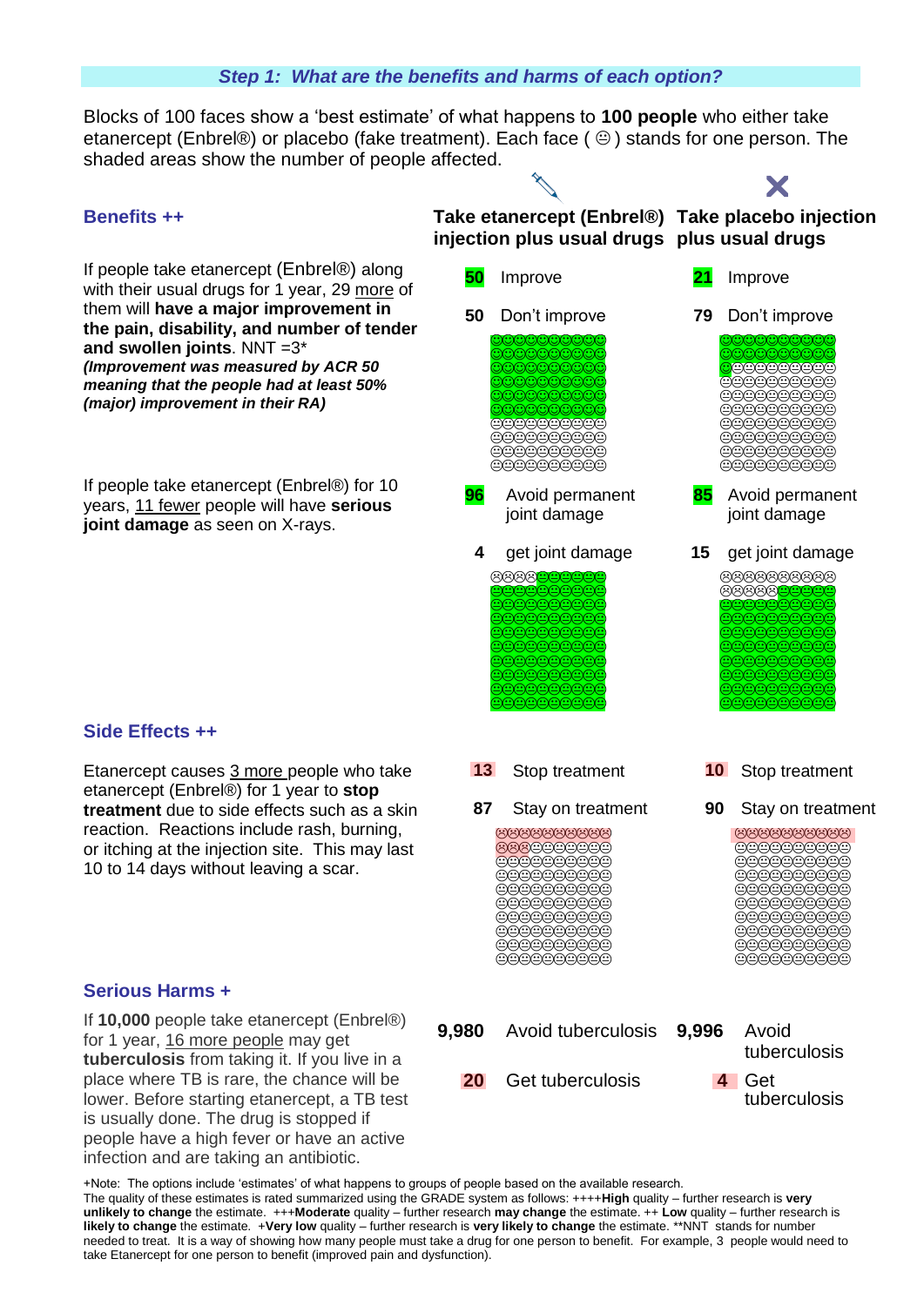### *Step 1: What are the benefits and harms of each option?*

Blocks of 100 faces show a 'best estimate' of what happens to **100 people** who either take etanercept (Enbrel®) or placebo (fake treatment). Each face ( ☺ ) stands for one person. The shaded areas show the number of people affected.

| | Take etanercept (Enbrel®) injection plus usual drugs | Take placebo injection plus usual drugs |
|---|---|---|
| **Benefits ++** | | |
| If people take etanercept (Enbrel®) along with their usual drugs for 1 year, 29 more of them will **have a major improvement in the pain, disability, and number of tender and swollen joints**. NNT =3* ***(Improvement was measured by ACR 50 meaning that the people had at least 50% (major) improvement in their RA)*** | **50** Improve<br>**50** Don't improve | **21** Improve<br>**79** Don't improve |
| If people take etanercept (Enbrel®) for 10 years, 11 fewer people will have **serious joint damage** as seen on X-rays. | **96** Avoid permanent joint damage<br>**4** get joint damage | **85** Avoid permanent joint damage<br>**15** get joint damage |
| **Side Effects ++** | | |
| Etanercept causes 3 more people who take etanercept (Enbrel®) for 1 year to **stop treatment** due to side effects such as a skin reaction. Reactions include rash, burning, or itching at the injection site. This may last 10 to 14 days without leaving a scar. | **13** Stop treatment<br>**87** Stay on treatment | **10** Stop treatment<br>**90** Stay on treatment |
| **Serious Harms +** | | |
| If **10,000** people take etanercept (Enbrel®) for 1 year, 16 more people may get **tuberculosis** from taking it. If you live in a place where TB is rare, the chance will be lower. Before starting etanercept, a TB test is usually done. The drug is stopped if people have a high fever or have an active infection and are taking an antibiotic. | **9,980** Avoid tuberculosis<br>**20** Get tuberculosis | **9,996** Avoid tuberculosis<br>**4** Get tuberculosis |

+Note: The options include 'estimates' of what happens to groups of people based on the available research.
The quality of these estimates is rated summarized using the GRADE system as follows: ++++**High** quality – further research is **very unlikely to change** the estimate. +++**Moderate** quality – further research **may change** the estimate. ++ **Low** quality – further research is **likely to change** the estimate. +**Very low** quality – further research is **very likely to change** the estimate. **NNT stands for number needed to treat. It is a way of showing how many people must take a drug for one person to benefit. For example, 3 people would need to take Etanercept for one person to benefit (improved pain and dysfunction).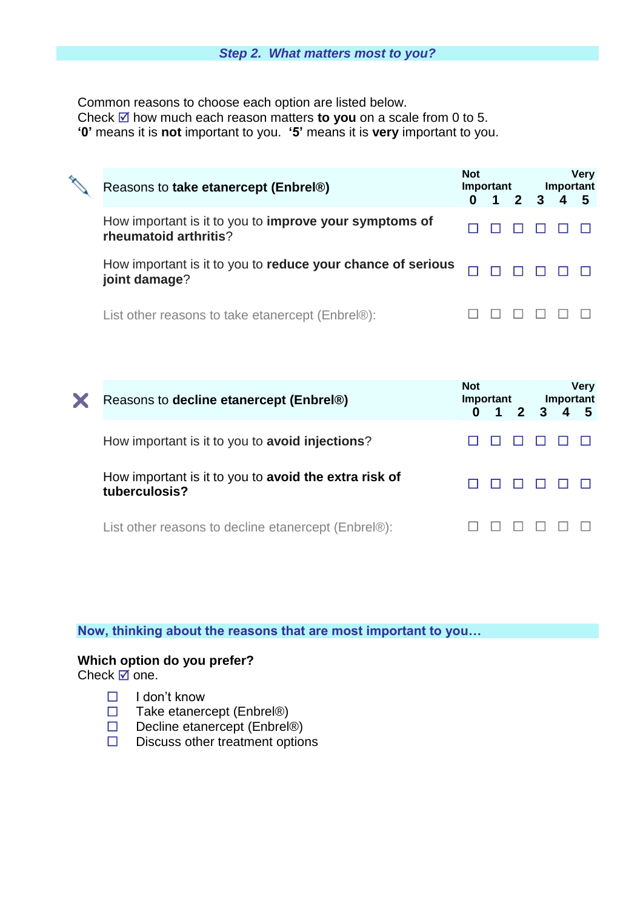## *Step 2. What matters most to you?*

Common reasons to choose each option are listed below.
Check ☑ how much each reason matters **to you** on a scale from 0 to 5.
**'0'** means it is **not** important to you. **'5'** means it is **very** important to you.

| Reasons to **take etanercept (Enbrel®)** | Not Important 0 | 1 | 2 | 3 | 4 | Very Important 5 |
|---|---|---|---|---|---|---|
| How important is it to you to **improve your symptoms of rheumatoid arthritis**? | ☐ | ☐ | ☐ | ☐ | ☐ | ☐ |
| How important is it to you to **reduce your chance of serious joint damage**? | ☐ | ☐ | ☐ | ☐ | ☐ | ☐ |
| List other reasons to take etanercept (Enbrel®): | ☐ | ☐ | ☐ | ☐ | ☐ | ☐ |

| Reasons to **decline etanercept (Enbrel®)** | Not Important 0 | 1 | 2 | 3 | 4 | Very Important 5 |
|---|---|---|---|---|---|---|
| How important is it to you to **avoid injections**? | ☐ | ☐ | ☐ | ☐ | ☐ | ☐ |
| How important is it to you to **avoid the extra risk of tuberculosis?** | ☐ | ☐ | ☐ | ☐ | ☐ | ☐ |
| List other reasons to decline etanercept (Enbrel®): | ☐ | ☐ | ☐ | ☐ | ☐ | ☐ |

**Now, thinking about the reasons that are most important to you…**

**Which option do you prefer?**
Check ☑ one.

- ☐ I don't know
- ☐ Take etanercept (Enbrel®)
- ☐ Decline etanercept (Enbrel®)
- ☐ Discuss other treatment options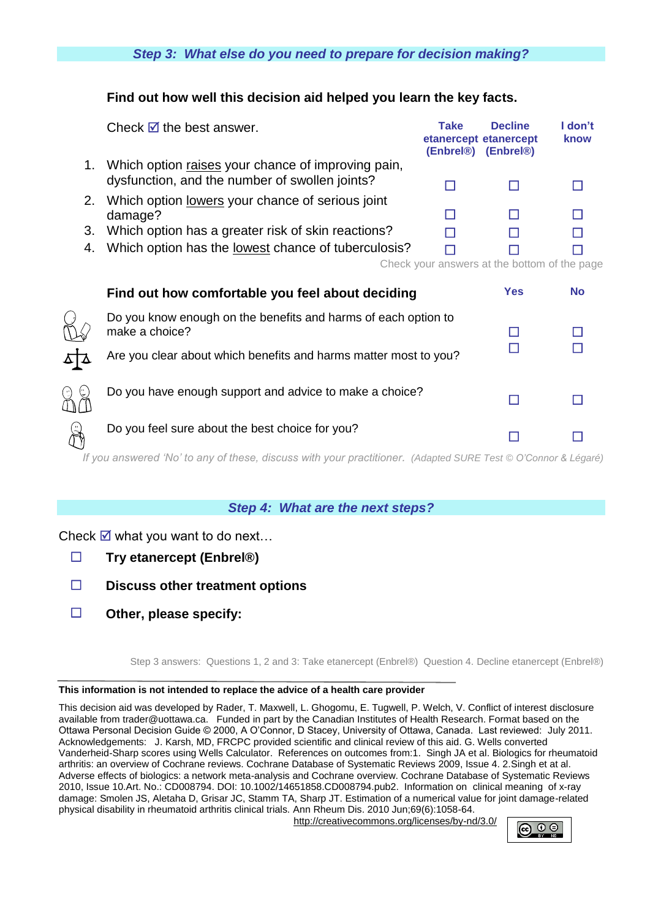## *Step 3: What else do you need to prepare for decision making?*

**Find out how well this decision aid helped you learn the key facts.**

| Check ☑ the best answer. | Take etanercept (Enbrel®) | Decline etanercept (Enbrel®) | I don't know |
|---|---|---|---|
| 1. Which option raises your chance of improving pain, dysfunction, and the number of swollen joints? | ☐ | ☐ | ☐ |
| 2. Which option lowers your chance of serious joint damage? | ☐ | ☐ | ☐ |
| 3. Which option has a greater risk of skin reactions? | ☐ | ☐ | ☐ |
| 4. Which option has the lowest chance of tuberculosis? | ☐ | ☐ | ☐ |

Check your answers at the bottom of the page

| **Find out how comfortable you feel about deciding** | Yes | No |
|---|---|---|
| Do you know enough on the benefits and harms of each option to make a choice? | ☐ | ☐ |
| Are you clear about which benefits and harms matter most to you? | ☐ | ☐ |
| Do you have enough support and advice to make a choice? | ☐ | ☐ |
| Do you feel sure about the best choice for you? | ☐ | ☐ |

*If you answered 'No' to any of these, discuss with your practitioner. (Adapted SURE Test © O'Connor & Légaré)*

## *Step 4: What are the next steps?*

Check ☑ what you want to do next…

☐ **Try etanercept (Enbrel®)**

☐ **Discuss other treatment options**

☐ **Other, please specify:**

Step 3 answers: Questions 1, 2 and 3: Take etanercept (Enbrel®) Question 4. Decline etanercept (Enbrel®)

**This information is not intended to replace the advice of a health care provider**

This decision aid was developed by Rader, T. Maxwell, L. Ghogomu, E. Tugwell, P. Welch, V. Conflict of interest disclosure available from trader@uottawa.ca. Funded in part by the Canadian Institutes of Health Research. Format based on the Ottawa Personal Decision Guide © 2000, A O'Connor, D Stacey, University of Ottawa, Canada. Last reviewed: July 2011. Acknowledgements: J. Karsh, MD, FRCPC provided scientific and clinical review of this aid. G. Wells converted Vanderheid-Sharp scores using Wells Calculator. References on outcomes from:1. Singh JA et al. Biologics for rheumatoid arthritis: an overview of Cochrane reviews. Cochrane Database of Systematic Reviews 2009, Issue 4. 2.Singh et at al. Adverse effects of biologics: a network meta-analysis and Cochrane overview. Cochrane Database of Systematic Reviews 2010, Issue 10.Art. No.: CD008794. DOI: 10.1002/14651858.CD008794.pub2. Information on clinical meaning of x-ray damage: Smolen JS, Aletaha D, Grisar JC, Stamm TA, Sharp JT. Estimation of a numerical value for joint damage-related physical disability in rheumatoid arthritis clinical trials. Ann Rheum Dis. 2010 Jun;69(6):1058-64.

http://creativecommons.org/licenses/by-nd/3.0/